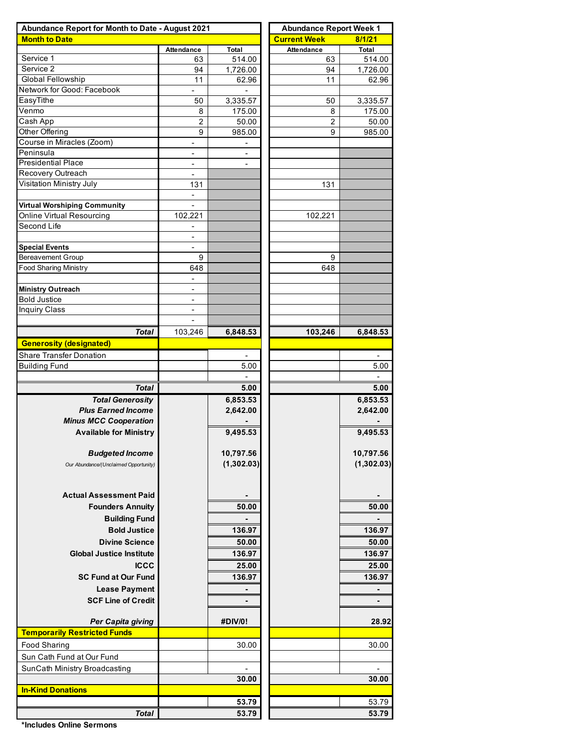| Abundance Report for Month to Date - August 2021 | | | Abundance Report Week 1 | |
|---|---|---|---|---|
| **Month to Date** | | | **Current Week** | **8/1/21** |
| | Attendance | Total | Attendance | Total |
| Service 1 | 63 | 514.00 | 63 | 514.00 |
| Service 2 | 94 | 1,726.00 | 94 | 1,726.00 |
| Global Fellowship | 11 | 62.96 | 11 | 62.96 |
| Network for Good: Facebook | - | - | | |
| EasyTithe | 50 | 3,335.57 | 50 | 3,335.57 |
| Venmo | 8 | 175.00 | 8 | 175.00 |
| Cash App | 2 | 50.00 | 2 | 50.00 |
| Other Offering | 9 | 985.00 | 9 | 985.00 |
| Course in Miracles (Zoom) | - | - | | |
| Peninsula | - | - | | |
| Presidential Place | - | - | | |
| Recovery Outreach | - | | | |
| Visitation Ministry July | 131 | | 131 | |
| | - | | | |
| **Virtual Worshiping Community** | - | | | |
| Online Virtual Resourcing | 102,221 | | 102,221 | |
| Second Life | - | | | |
| | - | | | |
| **Special Events** | - | | | |
| Bereavement Group | 9 | | 9 | |
| Food Sharing Ministry | 648 | | 648 | |
| | - | | | |
| **Ministry Outreach** | - | | | |
| Bold Justice | - | | | |
| Inquiry Class | - | | | |
| | - | | | |
| ***Total*** | 103,246 | **6,848.53** | **103,246** | **6,848.53** |
| **Generosity (designated)** | | | | |
| Share Transfer Donation | | - | | - |
| Building Fund | | 5.00 | | 5.00 |
| | | - | | - |
| ***Total*** | | **5.00** | | **5.00** |
| ***Total Generosity*** | | **6,853.53** | | **6,853.53** |
| ***Plus Earned Income*** | | **2,642.00** | | **2,642.00** |
| ***Minus MCC Cooperation*** | | **-** | | **-** |
| **Available for Ministry** | | **9,495.53** | | **9,495.53** |
| ***Budgeted Income*** | | **10,797.56** | | **10,797.56** |
| *Our Abundance/(Unclaimed Opportunity)* | | **(1,302.03)** | | **(1,302.03)** |
| **Actual Assessment Paid** | | **-** | | **-** |
| **Founders Annuity** | | **50.00** | | **50.00** |
| **Building Fund** | | **-** | | **-** |
| **Bold Justice** | | **136.97** | | **136.97** |
| **Divine Science** | | **50.00** | | **50.00** |
| **Global Justice Institute** | | **136.97** | | **136.97** |
| **ICCC** | | **25.00** | | **25.00** |
| **SC Fund at Our Fund** | | **136.97** | | **136.97** |
| **Lease Payment** | | **-** | | **-** |
| **SCF Line of Credit** | | **-** | | **-** |
| ***Per Capita giving*** | | **#DIV/0!** | | **28.92** |
| **Temporarily Restricted Funds** | | | | |
| Food Sharing | | 30.00 | | 30.00 |
| Sun Cath Fund at Our Fund | | | | |
| SunCath Ministry Broadcasting | | - | | - |
| | | **30.00** | | **30.00** |
| **In-Kind Donations** | | | | |
| | | **53.79** | | 53.79 |
| ***Total*** | | **53.79** | | **53.79** |

**\*Includes Online Sermons**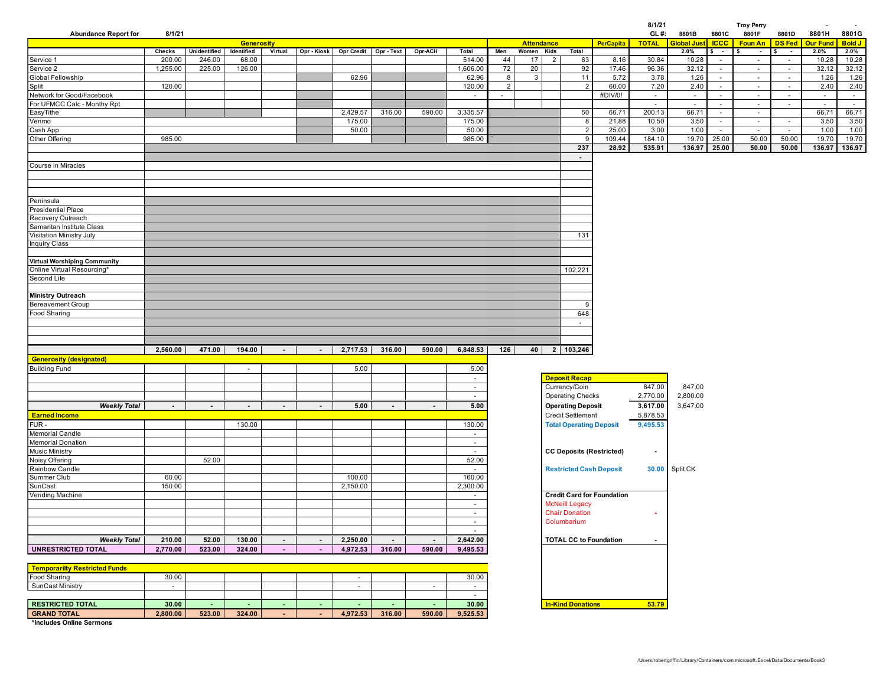**Abundance Report for** 8/1/21

| | Checks | Unidentified | Identified | Virtual | Opr - Kiosk | Opr Credit | Opr - Text | Opr-ACH | Total | Men | Women | Kids | Total | PerCapita | TOTAL | Global Just | ICCC | Foun An | DS Fed | Our Fund | Bold J |
|---|---|---|---|---|---|---|---|---|---|---|---|---|---|---|---|---|---|---|---|---|---|
| | **Generosity** | | | | | | | | | **Attendance** | | | | | 8/1/21 | | | Troy Perry | | - | - |
| | | | | | | | | | | | | | | | GL #: | 8801B | 8801C | 8801F | 8801D | 8801H | 8801G |
| | | | | | | | | | | | | | | | | 2.0% | $ - | $ - | $ - | 2.0% | 2.0% |
| Service 1 | 200.00 | 246.00 | 68.00 | | | | | | 514.00 | 44 | 17 | 2 | 63 | 8.16 | 30.84 | 10.28 | - | - | - | 10.28 | 10.28 |
| Service 2 | 1,255.00 | 225.00 | 126.00 | | | | | | 1,606.00 | 72 | 20 | | 92 | 17.46 | 96.36 | 32.12 | - | - | - | 32.12 | 32.12 |
| Global Fellowship | | | | | | 62.96 | | | 62.96 | 8 | 3 | | 11 | 5.72 | 3.78 | 1.26 | - | - | - | 1.26 | 1.26 |
| Split | 120.00 | | | | | | | | 120.00 | 2 | | | 2 | 60.00 | 7.20 | 2.40 | - | - | - | 2.40 | 2.40 |
| Network for Good/Facebook | | | | | | | | | - | - | | | | #DIV/0! | - | - | - | - | - | - | - |
| For UFMCC Calc - Monthy Rpt | | | | | | | | | | | | | | | - | - | - | - | - | - | - |
| EasyTithe | | | | | | 2,429.57 | 316.00 | 590.00 | 3,335.57 | | | | 50 | 66.71 | 200.13 | 66.71 | - | - | | 66.71 | 66.71 |
| Venmo | | | | | | 175.00 | | | 175.00 | | | | 8 | 21.88 | 10.50 | 3.50 | - | - | - | 3.50 | 3.50 |
| Cash App | | | | | | 50.00 | | | 50.00 | | | | 2 | 25.00 | 3.00 | 1.00 | - | - | - | 1.00 | 1.00 |
| Other Offering | 985.00 | | | | | | | | 985.00 | | | | 9 | 109.44 | 184.10 | 19.70 | 25.00 | 50.00 | 50.00 | 19.70 | 19.70 |
| | | | | | | | | | | | | | **237** | **28.92** | **535.91** | **136.97** | **25.00** | **50.00** | **50.00** | **136.97** | **136.97** |
| | | | | | | | | | | | | | - | | | | | | | | |
| Course in Miracles | | | | | | | | | | | | | | | | | | | | | |
| Peninsula | | | | | | | | | | | | | | | | | | | | | |
| Presidential Place | | | | | | | | | | | | | | | | | | | | | |
| Recovery Outreach | | | | | | | | | | | | | | | | | | | | | |
| Samaritan Institute Class | | | | | | | | | | | | | | | | | | | | | |
| Visitation Ministry July | | | | | | | | | | | | | 131 | | | | | | | | |
| Inquiry Class | | | | | | | | | | | | | | | | | | | | | |
| **Virtual Worshiping Community** | | | | | | | | | | | | | | | | | | | | | |
| Online Virtual Resourcing* | | | | | | | | | | | | | 102,221 | | | | | | | | |
| Second Life | | | | | | | | | | | | | | | | | | | | | |
| **Ministry Outreach** | | | | | | | | | | | | | | | | | | | | | |
| Bereavement Group | | | | | | | | | | | | | 9 | | | | | | | | |
| Food Sharing | | | | | | | | | | | | | 648 | | | | | | | | |
| | | | | | | | | | | | | | - | | | | | | | | |
| | **2,560.00** | **471.00** | **194.00** | **-** | **-** | **2,717.53** | **316.00** | **590.00** | **6,848.53** | **126** | **40** | **2** | **103,246** | | | | | | | | |

| | Checks | Unidentified | Identified | Virtual | Opr - Kiosk | Opr Credit | Opr - Text | Opr-ACH | Total |
|---|---|---|---|---|---|---|---|---|---|
| **Generosity (designated)** | | | | | | | | | |
| Building Fund | | | - | | | 5.00 | | | 5.00 |
| | | | | | | | | | - |
| | | | | | | | | | - |
| | | | | | | | | | - |
| ***Weekly Total*** | **-** | **-** | **-** | **-** | **-** | **5.00** | **-** | **-** | **5.00** |
| **Earned Income** | | | | | | | | | |
| FUR - | | | 130.00 | | | | | | 130.00 |
| Memorial Candle | | | | | | | | | - |
| Memorial Donation | | | | | | | | | - |
| Music Ministry | | | | | | | | | - |
| Noisy Offering | | 52.00 | | | | | | | 52.00 |
| Rainbow Candle | | | | | | | | | - |
| Summer Club | 60.00 | | | | | 100.00 | | | 160.00 |
| SunCast | 150.00 | | | | | 2,150.00 | | | 2,300.00 |
| Vending Machine | | | | | | | | | - |
| | | | | | | | | | - |
| | | | | | | | | | - |
| | | | | | | | | | - |
| | | | | | | | | | - |
| ***Weekly Total*** | **210.00** | **52.00** | **130.00** | **-** | **-** | **2,250.00** | **-** | **-** | **2,642.00** |
| **UNRESTRICTED TOTAL** | **2,770.00** | **523.00** | **324.00** | **-** | **-** | **4,972.53** | **316.00** | **590.00** | **9,495.53** |
| **Temporarilty Restricted Funds** | | | | | | | | | |
| Food Sharing | 30.00 | | | | | - | | | 30.00 |
| SunCast Ministry | - | | | | | - | | - | - |
| | | | | | | | | | - |
| **RESTRICTED TOTAL** | **30.00** | **-** | **-** | **-** | **-** | **-** | **-** | **-** | **30.00** |
| **GRAND TOTAL** | **2,800.00** | **523.00** | **324.00** | **-** | **-** | **4,972.53** | **316.00** | **590.00** | **9,525.53** |

**\*Includes Online Sermons**

| **Deposit Recap** | | |
|---|---|---|
| Currency/Coin | 847.00 | 847.00 |
| Operating Checks | 2,770.00 | 2,800.00 |
| **Operating Deposit** | **3,617.00** | 3,647.00 |
| Credit Settlement | 5,878.53 | |
| **Total Operating Deposit** | **9,495.53** | |
| **CC Deposits (Restricted)** | - | |
| **Restricted Cash Deposit** | **30.00** | Split CK |
| **Credit Card for Foundation** | | |
| McNeill Legacy | | |
| Chair Donation | - | |
| Columbarium | | |
| **TOTAL CC to Foundation** | - | |
| **In-Kind Donations** | **53.79** | |

/Users/robertgriffin/Library/Containers/com.microsoft.Excel/Data/Documents/Book3